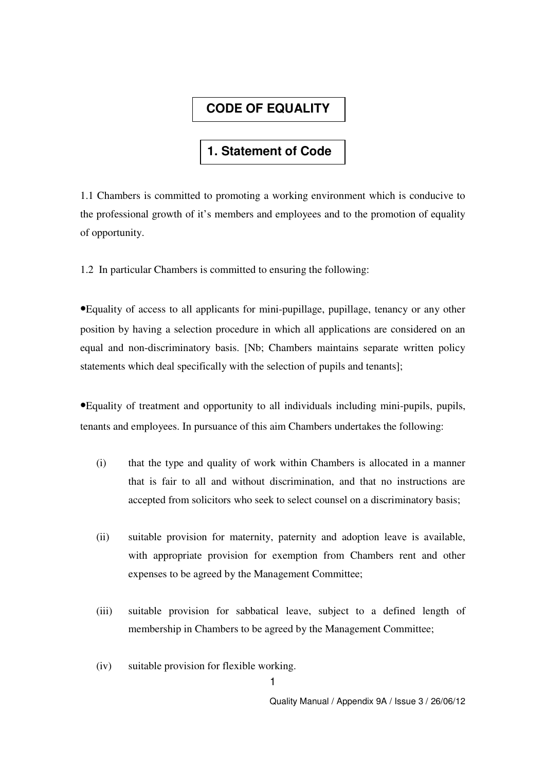# CODE OF EQUALITY

## 1. Statement of Code

1.1 Chambers is committed to promoting a working environment which is conducive to the professional growth of it's members and employees and to the promotion of equality of opportunity.

1.2 In particular Chambers is committed to ensuring the following:

•Equality of access to all applicants for mini-pupillage, pupillage, tenancy or any other position by having a selection procedure in which all applications are considered on an equal and non-discriminatory basis. [Nb; Chambers maintains separate written policy statements which deal specifically with the selection of pupils and tenants];

•Equality of treatment and opportunity to all individuals including mini-pupils, pupils, tenants and employees. In pursuance of this aim Chambers undertakes the following:

(i) that the type and quality of work within Chambers is allocated in a manner that is fair to all and without discrimination, and that no instructions are accepted from solicitors who seek to select counsel on a discriminatory basis;

(ii) suitable provision for maternity, paternity and adoption leave is available, with appropriate provision for exemption from Chambers rent and other expenses to be agreed by the Management Committee;

(iii) suitable provision for sabbatical leave, subject to a defined length of membership in Chambers to be agreed by the Management Committee;

(iv) suitable provision for flexible working.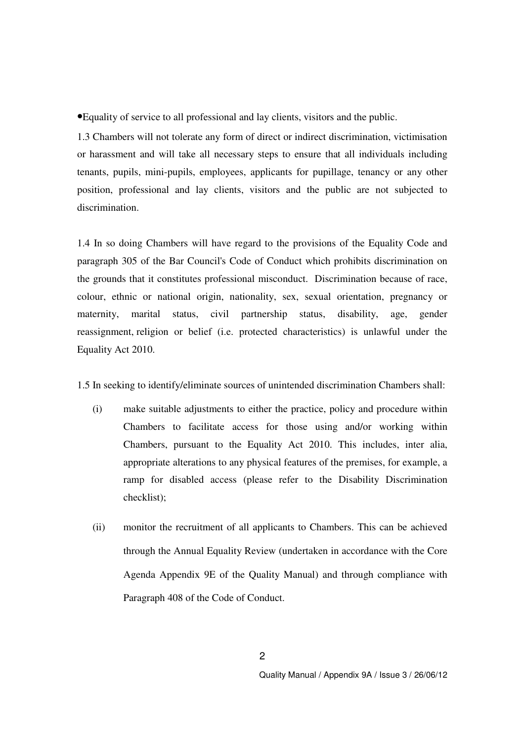- Equality of service to all professional and lay clients, visitors and the public.

1.3 Chambers will not tolerate any form of direct or indirect discrimination, victimisation or harassment and will take all necessary steps to ensure that all individuals including tenants, pupils, mini-pupils, employees, applicants for pupillage, tenancy or any other position, professional and lay clients, visitors and the public are not subjected to discrimination.

1.4 In so doing Chambers will have regard to the provisions of the Equality Code and paragraph 305 of the Bar Council's Code of Conduct which prohibits discrimination on the grounds that it constitutes professional misconduct. Discrimination because of race, colour, ethnic or national origin, nationality, sex, sexual orientation, pregnancy or maternity, marital status, civil partnership status, disability, age, gender reassignment, religion or belief (i.e. protected characteristics) is unlawful under the Equality Act 2010.

1.5 In seeking to identify/eliminate sources of unintended discrimination Chambers shall:

(i) make suitable adjustments to either the practice, policy and procedure within Chambers to facilitate access for those using and/or working within Chambers, pursuant to the Equality Act 2010. This includes, inter alia, appropriate alterations to any physical features of the premises, for example, a ramp for disabled access (please refer to the Disability Discrimination checklist);

(ii) monitor the recruitment of all applicants to Chambers. This can be achieved through the Annual Equality Review (undertaken in accordance with the Core Agenda Appendix 9E of the Quality Manual) and through compliance with Paragraph 408 of the Code of Conduct.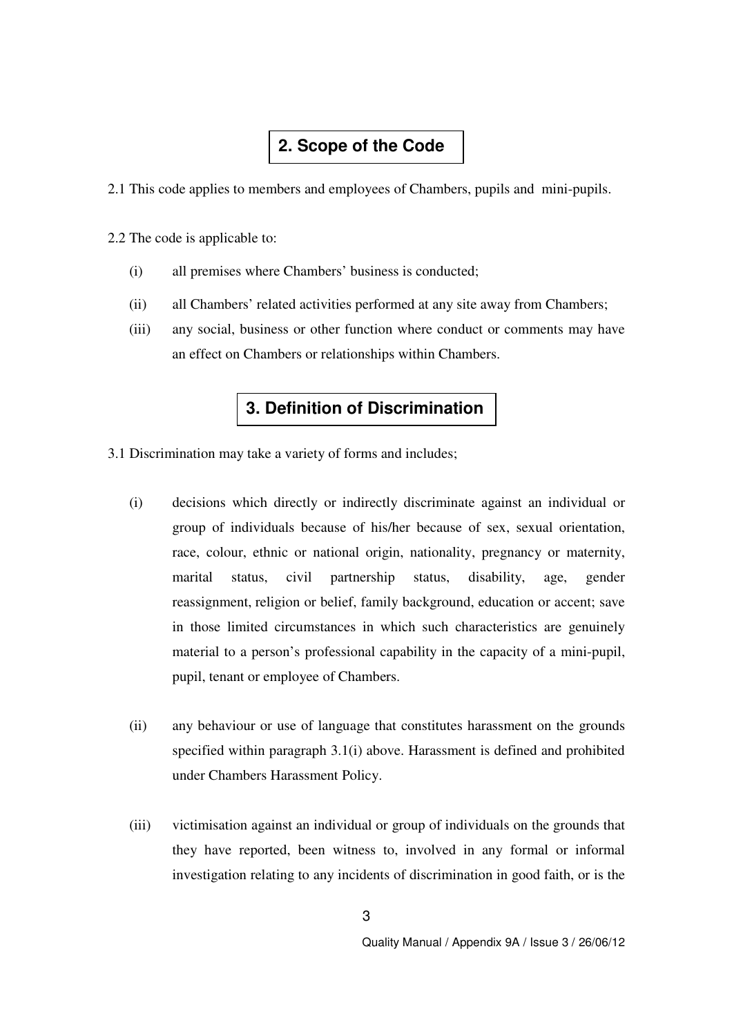## 2. Scope of the Code

2.1 This code applies to members and employees of Chambers, pupils and mini-pupils.

2.2 The code is applicable to:

(i) all premises where Chambers' business is conducted;

(ii) all Chambers' related activities performed at any site away from Chambers;

(iii) any social, business or other function where conduct or comments may have an effect on Chambers or relationships within Chambers.

## 3. Definition of Discrimination

3.1 Discrimination may take a variety of forms and includes;

(i) decisions which directly or indirectly discriminate against an individual or group of individuals because of his/her because of sex, sexual orientation, race, colour, ethnic or national origin, nationality, pregnancy or maternity, marital status, civil partnership status, disability, age, gender reassignment, religion or belief, family background, education or accent; save in those limited circumstances in which such characteristics are genuinely material to a person's professional capability in the capacity of a mini-pupil, pupil, tenant or employee of Chambers.

(ii) any behaviour or use of language that constitutes harassment on the grounds specified within paragraph 3.1(i) above. Harassment is defined and prohibited under Chambers Harassment Policy.

(iii) victimisation against an individual or group of individuals on the grounds that they have reported, been witness to, involved in any formal or informal investigation relating to any incidents of discrimination in good faith, or is the

Quality Manual / Appendix 9A / Issue 3 / 26/06/12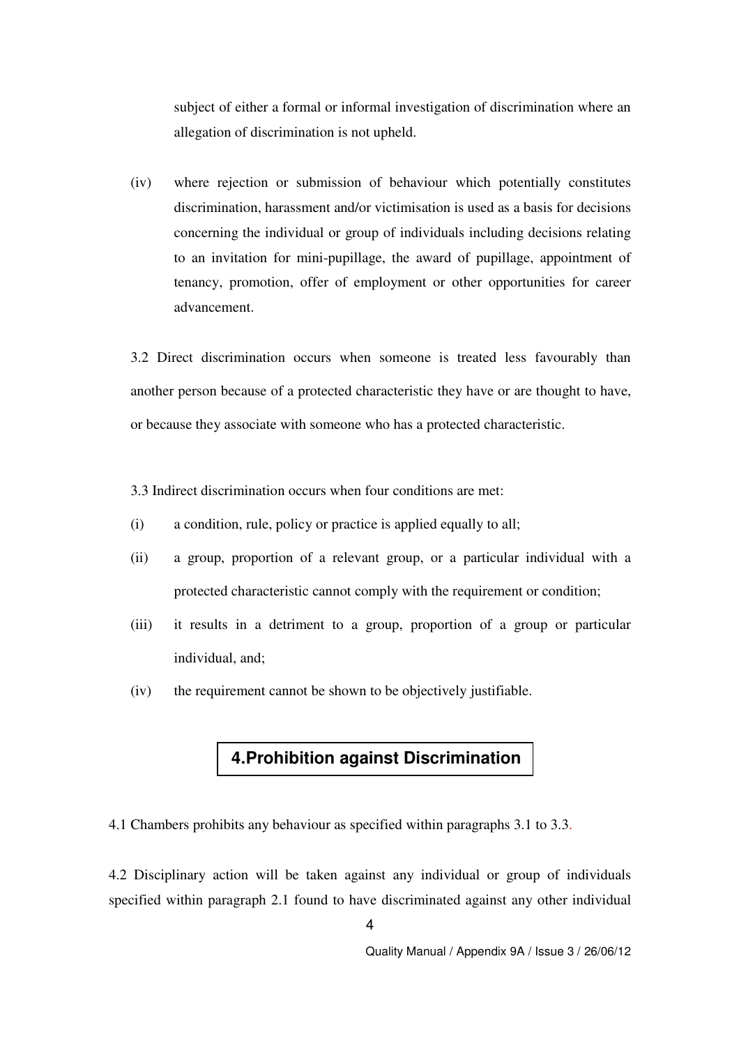subject of either a formal or informal investigation of discrimination where an allegation of discrimination is not upheld.

(iv) where rejection or submission of behaviour which potentially constitutes discrimination, harassment and/or victimisation is used as a basis for decisions concerning the individual or group of individuals including decisions relating to an invitation for mini-pupillage, the award of pupillage, appointment of tenancy, promotion, offer of employment or other opportunities for career advancement.

3.2 Direct discrimination occurs when someone is treated less favourably than another person because of a protected characteristic they have or are thought to have, or because they associate with someone who has a protected characteristic.

3.3 Indirect discrimination occurs when four conditions are met:

(i) a condition, rule, policy or practice is applied equally to all;

(ii) a group, proportion of a relevant group, or a particular individual with a protected characteristic cannot comply with the requirement or condition;

(iii) it results in a detriment to a group, proportion of a group or particular individual, and;

(iv) the requirement cannot be shown to be objectively justifiable.

## 4.Prohibition against Discrimination

4.1 Chambers prohibits any behaviour as specified within paragraphs 3.1 to 3.3.

4.2 Disciplinary action will be taken against any individual or group of individuals specified within paragraph 2.1 found to have discriminated against any other individual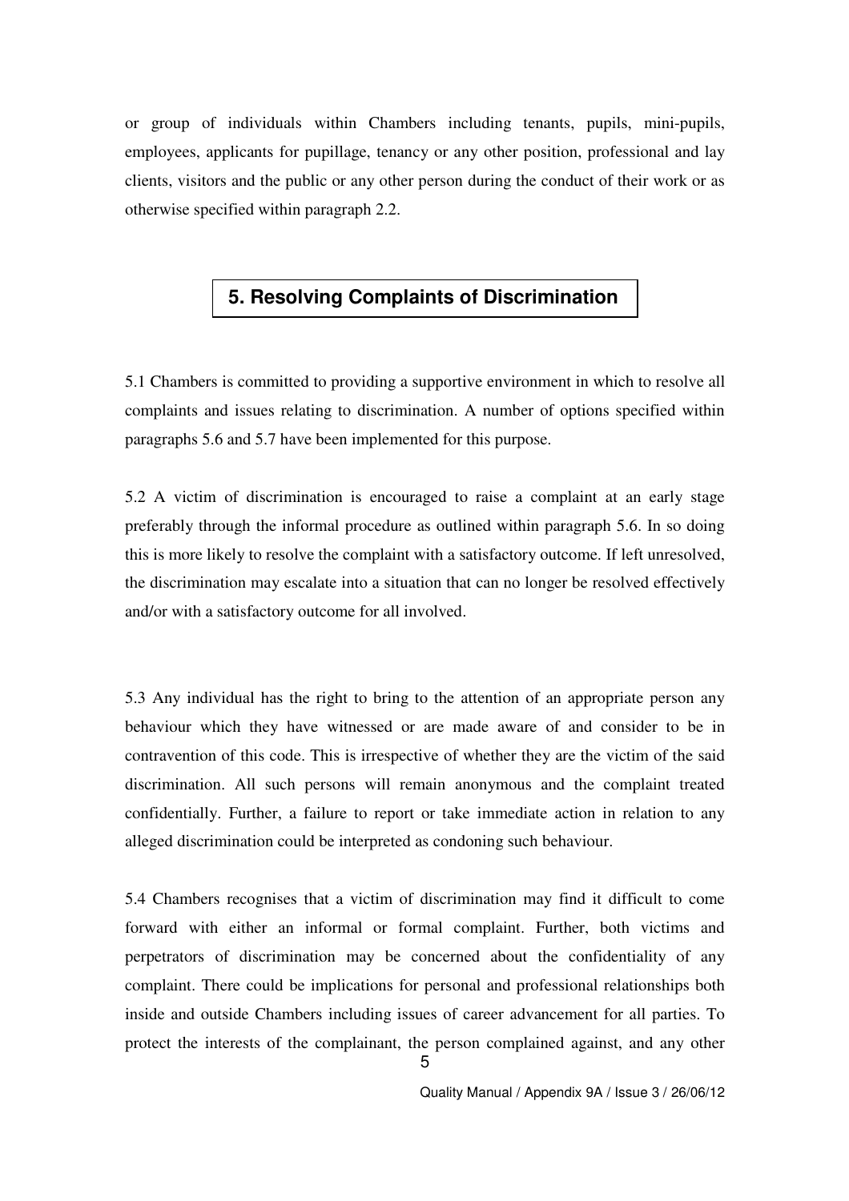or group of individuals within Chambers including tenants, pupils, mini-pupils, employees, applicants for pupillage, tenancy or any other position, professional and lay clients, visitors and the public or any other person during the conduct of their work or as otherwise specified within paragraph 2.2.

## 5. Resolving Complaints of Discrimination

5.1 Chambers is committed to providing a supportive environment in which to resolve all complaints and issues relating to discrimination. A number of options specified within paragraphs 5.6 and 5.7 have been implemented for this purpose.

5.2 A victim of discrimination is encouraged to raise a complaint at an early stage preferably through the informal procedure as outlined within paragraph 5.6. In so doing this is more likely to resolve the complaint with a satisfactory outcome. If left unresolved, the discrimination may escalate into a situation that can no longer be resolved effectively and/or with a satisfactory outcome for all involved.

5.3 Any individual has the right to bring to the attention of an appropriate person any behaviour which they have witnessed or are made aware of and consider to be in contravention of this code. This is irrespective of whether they are the victim of the said discrimination. All such persons will remain anonymous and the complaint treated confidentially. Further, a failure to report or take immediate action in relation to any alleged discrimination could be interpreted as condoning such behaviour.

5.4 Chambers recognises that a victim of discrimination may find it difficult to come forward with either an informal or formal complaint. Further, both victims and perpetrators of discrimination may be concerned about the confidentiality of any complaint. There could be implications for personal and professional relationships both inside and outside Chambers including issues of career advancement for all parties. To protect the interests of the complainant, the person complained against, and any other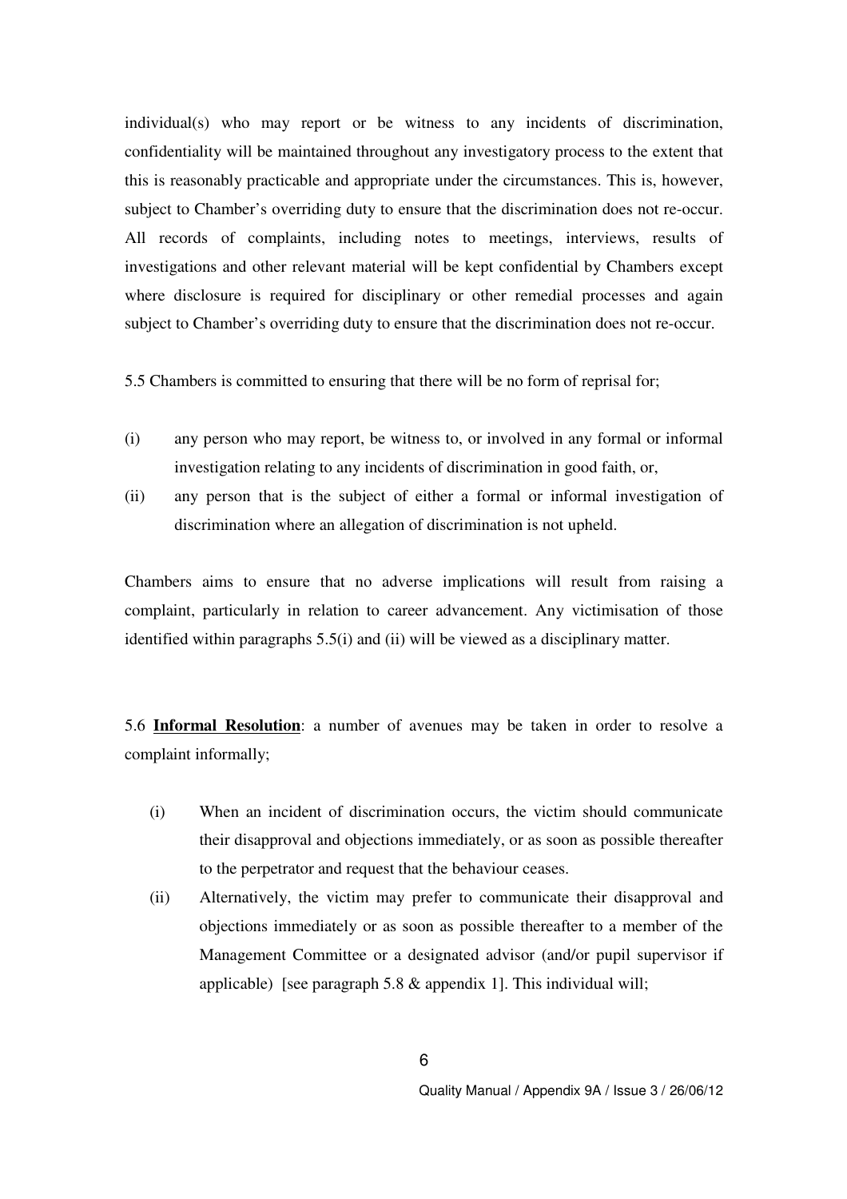individual(s) who may report or be witness to any incidents of discrimination, confidentiality will be maintained throughout any investigatory process to the extent that this is reasonably practicable and appropriate under the circumstances. This is, however, subject to Chamber's overriding duty to ensure that the discrimination does not re-occur. All records of complaints, including notes to meetings, interviews, results of investigations and other relevant material will be kept confidential by Chambers except where disclosure is required for disciplinary or other remedial processes and again subject to Chamber's overriding duty to ensure that the discrimination does not re-occur.

5.5 Chambers is committed to ensuring that there will be no form of reprisal for;

(i) any person who may report, be witness to, or involved in any formal or informal investigation relating to any incidents of discrimination in good faith, or,

(ii) any person that is the subject of either a formal or informal investigation of discrimination where an allegation of discrimination is not upheld.

Chambers aims to ensure that no adverse implications will result from raising a complaint, particularly in relation to career advancement. Any victimisation of those identified within paragraphs 5.5(i) and (ii) will be viewed as a disciplinary matter.

5.6 **<u>Informal Resolution</u>**: a number of avenues may be taken in order to resolve a complaint informally;

(i) When an incident of discrimination occurs, the victim should communicate their disapproval and objections immediately, or as soon as possible thereafter to the perpetrator and request that the behaviour ceases.

(ii) Alternatively, the victim may prefer to communicate their disapproval and objections immediately or as soon as possible thereafter to a member of the Management Committee or a designated advisor (and/or pupil supervisor if applicable) [see paragraph 5.8 & appendix 1]. This individual will;

Quality Manual / Appendix 9A / Issue 3 / 26/06/12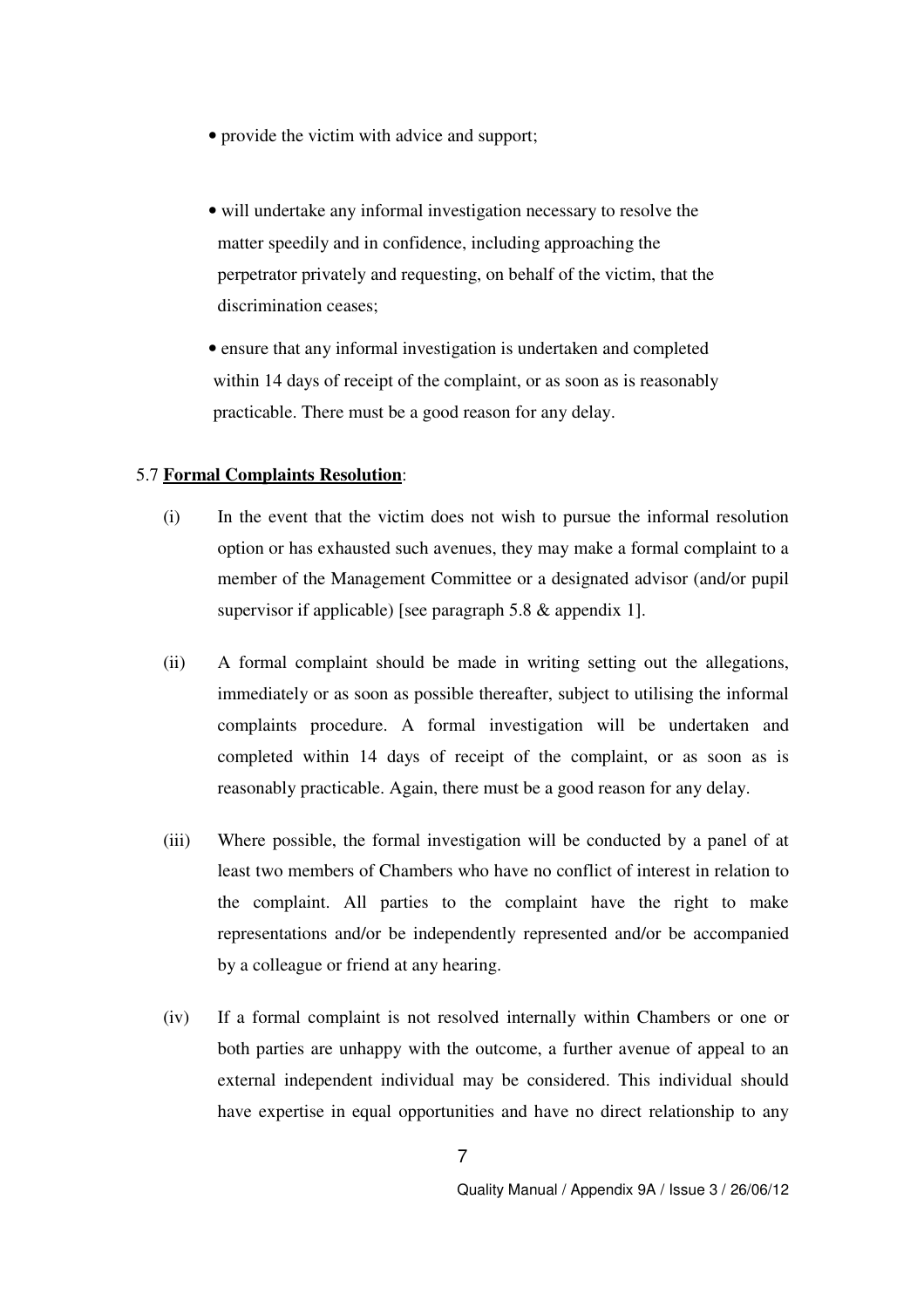- provide the victim with advice and support;

- will undertake any informal investigation necessary to resolve the matter speedily and in confidence, including approaching the perpetrator privately and requesting, on behalf of the victim, that the discrimination ceases;

- ensure that any informal investigation is undertaken and completed within 14 days of receipt of the complaint, or as soon as is reasonably practicable. There must be a good reason for any delay.

5.7 **Formal Complaints Resolution**:

(i) In the event that the victim does not wish to pursue the informal resolution option or has exhausted such avenues, they may make a formal complaint to a member of the Management Committee or a designated advisor (and/or pupil supervisor if applicable) [see paragraph 5.8 & appendix 1].

(ii) A formal complaint should be made in writing setting out the allegations, immediately or as soon as possible thereafter, subject to utilising the informal complaints procedure. A formal investigation will be undertaken and completed within 14 days of receipt of the complaint, or as soon as is reasonably practicable. Again, there must be a good reason for any delay.

(iii) Where possible, the formal investigation will be conducted by a panel of at least two members of Chambers who have no conflict of interest in relation to the complaint. All parties to the complaint have the right to make representations and/or be independently represented and/or be accompanied by a colleague or friend at any hearing.

(iv) If a formal complaint is not resolved internally within Chambers or one or both parties are unhappy with the outcome, a further avenue of appeal to an external independent individual may be considered. This individual should have expertise in equal opportunities and have no direct relationship to any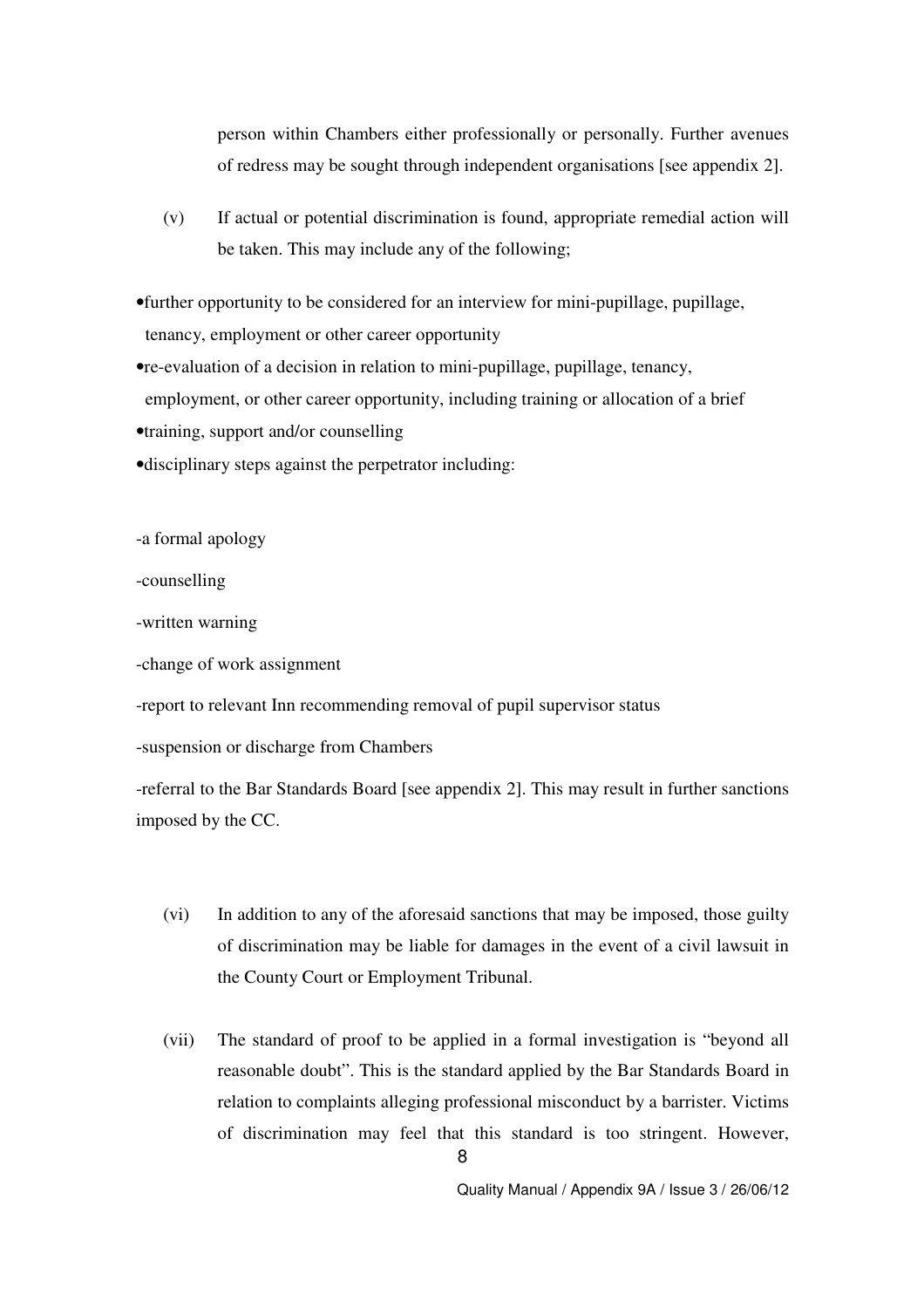person within Chambers either professionally or personally. Further avenues of redress may be sought through independent organisations [see appendix 2].

(v) If actual or potential discrimination is found, appropriate remedial action will be taken. This may include any of the following;

- further opportunity to be considered for an interview for mini-pupillage, pupillage, tenancy, employment or other career opportunity
- re-evaluation of a decision in relation to mini-pupillage, pupillage, tenancy, employment, or other career opportunity, including training or allocation of a brief
- training, support and/or counselling
- disciplinary steps against the perpetrator including:

-a formal apology

-counselling

-written warning

-change of work assignment

-report to relevant Inn recommending removal of pupil supervisor status

-suspension or discharge from Chambers

-referral to the Bar Standards Board [see appendix 2]. This may result in further sanctions imposed by the CC.

(vi) In addition to any of the aforesaid sanctions that may be imposed, those guilty of discrimination may be liable for damages in the event of a civil lawsuit in the County Court or Employment Tribunal.

(vii) The standard of proof to be applied in a formal investigation is "beyond all reasonable doubt". This is the standard applied by the Bar Standards Board in relation to complaints alleging professional misconduct by a barrister. Victims of discrimination may feel that this standard is too stringent. However,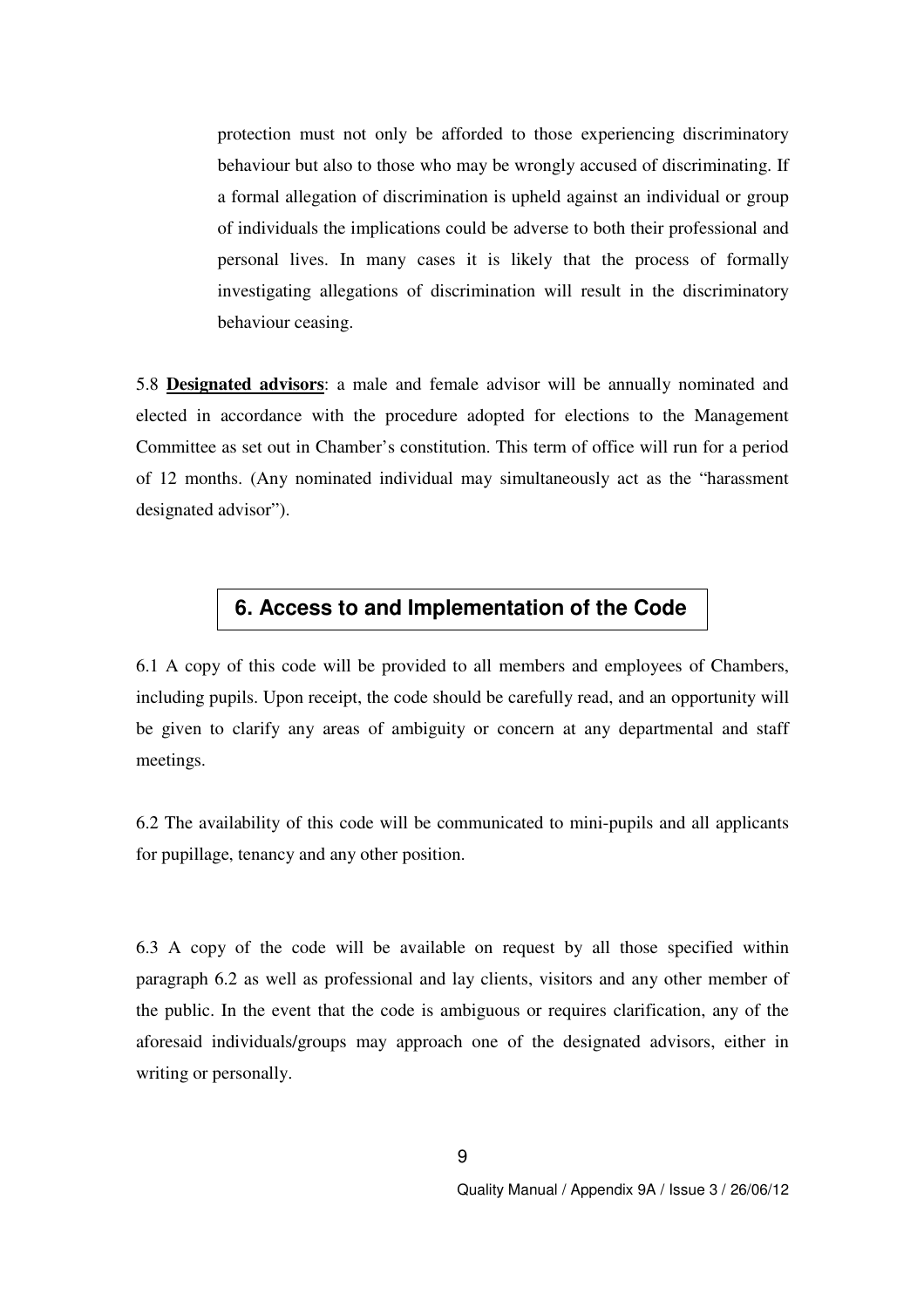protection must not only be afforded to those experiencing discriminatory behaviour but also to those who may be wrongly accused of discriminating. If a formal allegation of discrimination is upheld against an individual or group of individuals the implications could be adverse to both their professional and personal lives. In many cases it is likely that the process of formally investigating allegations of discrimination will result in the discriminatory behaviour ceasing.

5.8 **Designated advisors**: a male and female advisor will be annually nominated and elected in accordance with the procedure adopted for elections to the Management Committee as set out in Chamber's constitution. This term of office will run for a period of 12 months. (Any nominated individual may simultaneously act as the "harassment designated advisor").

## 6. Access to and Implementation of the Code

6.1 A copy of this code will be provided to all members and employees of Chambers, including pupils. Upon receipt, the code should be carefully read, and an opportunity will be given to clarify any areas of ambiguity or concern at any departmental and staff meetings.

6.2 The availability of this code will be communicated to mini-pupils and all applicants for pupillage, tenancy and any other position.

6.3 A copy of the code will be available on request by all those specified within paragraph 6.2 as well as professional and lay clients, visitors and any other member of the public. In the event that the code is ambiguous or requires clarification, any of the aforesaid individuals/groups may approach one of the designated advisors, either in writing or personally.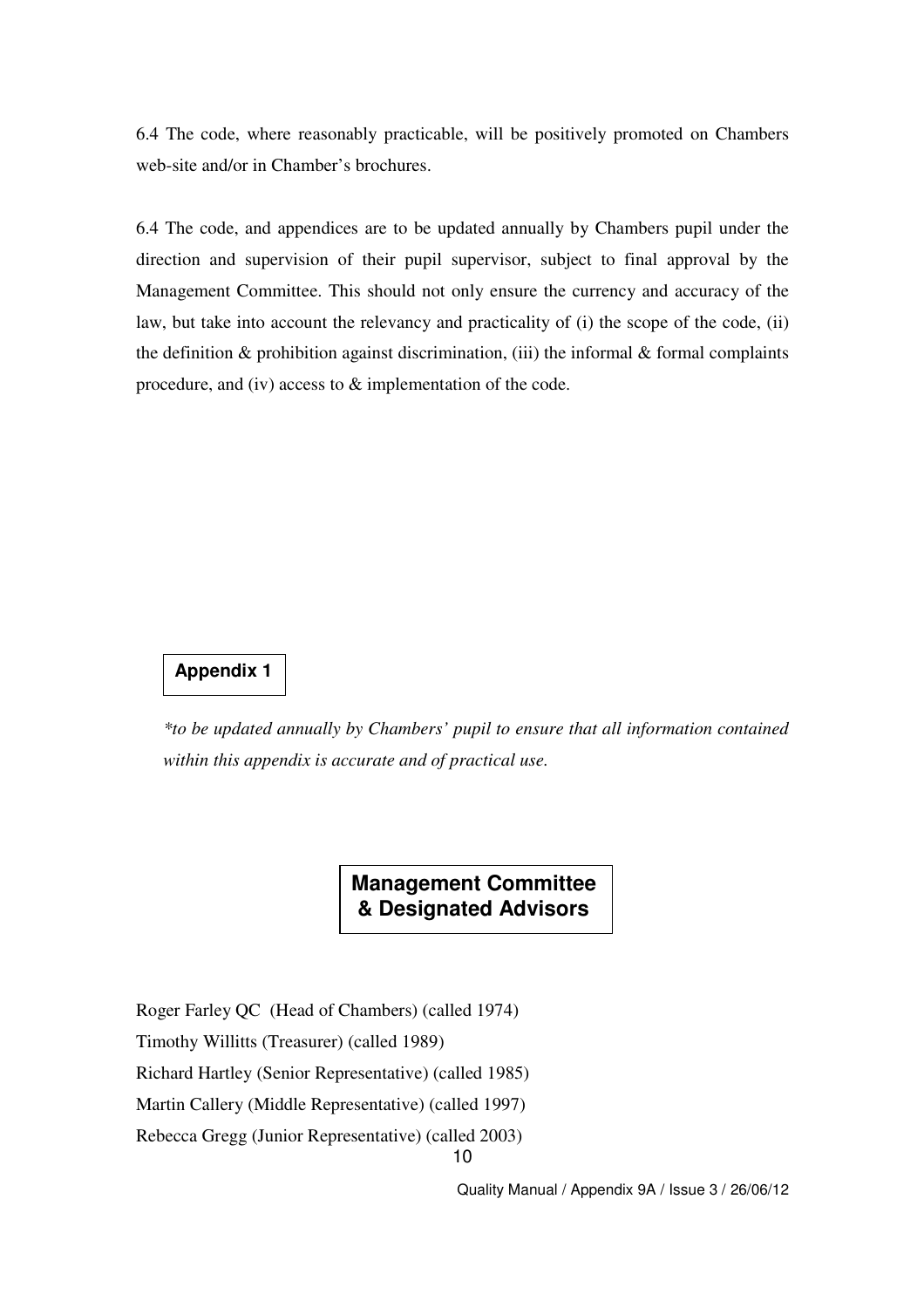6.4 The code, where reasonably practicable, will be positively promoted on Chambers web-site and/or in Chamber's brochures.

6.4 The code, and appendices are to be updated annually by Chambers pupil under the direction and supervision of their pupil supervisor, subject to final approval by the Management Committee. This should not only ensure the currency and accuracy of the law, but take into account the relevancy and practicality of (i) the scope of the code, (ii) the definition & prohibition against discrimination, (iii) the informal & formal complaints procedure, and (iv) access to & implementation of the code.

**Appendix 1**

*\*to be updated annually by Chambers' pupil to ensure that all information contained within this appendix is accurate and of practical use.*

## Management Committee & Designated Advisors

Roger Farley QC (Head of Chambers) (called 1974)
Timothy Willitts (Treasurer) (called 1989)
Richard Hartley (Senior Representative) (called 1985)
Martin Callery (Middle Representative) (called 1997)
Rebecca Gregg (Junior Representative) (called 2003)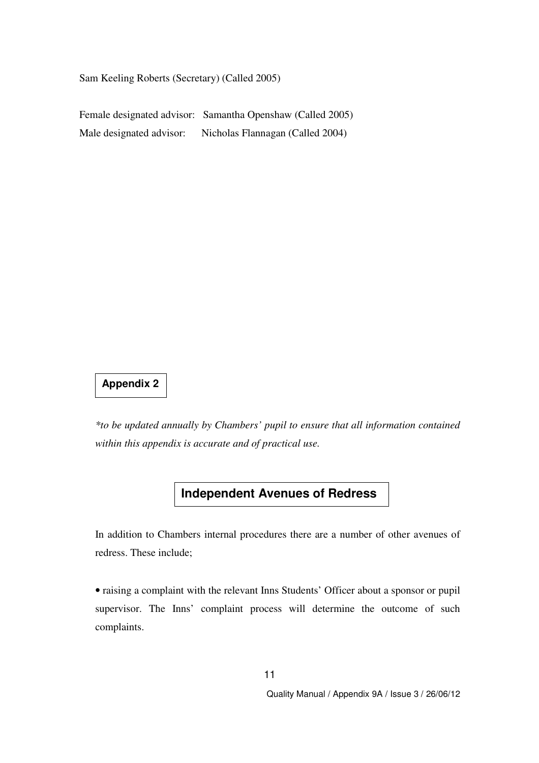Sam Keeling Roberts (Secretary) (Called 2005)

Female designated advisor: Samantha Openshaw (Called 2005)
Male designated advisor: Nicholas Flannagan (Called 2004)

**Appendix 2**

*\*to be updated annually by Chambers' pupil to ensure that all information contained within this appendix is accurate and of practical use.*

## Independent Avenues of Redress

In addition to Chambers internal procedures there are a number of other avenues of redress. These include;

• raising a complaint with the relevant Inns Students' Officer about a sponsor or pupil supervisor. The Inns' complaint process will determine the outcome of such complaints.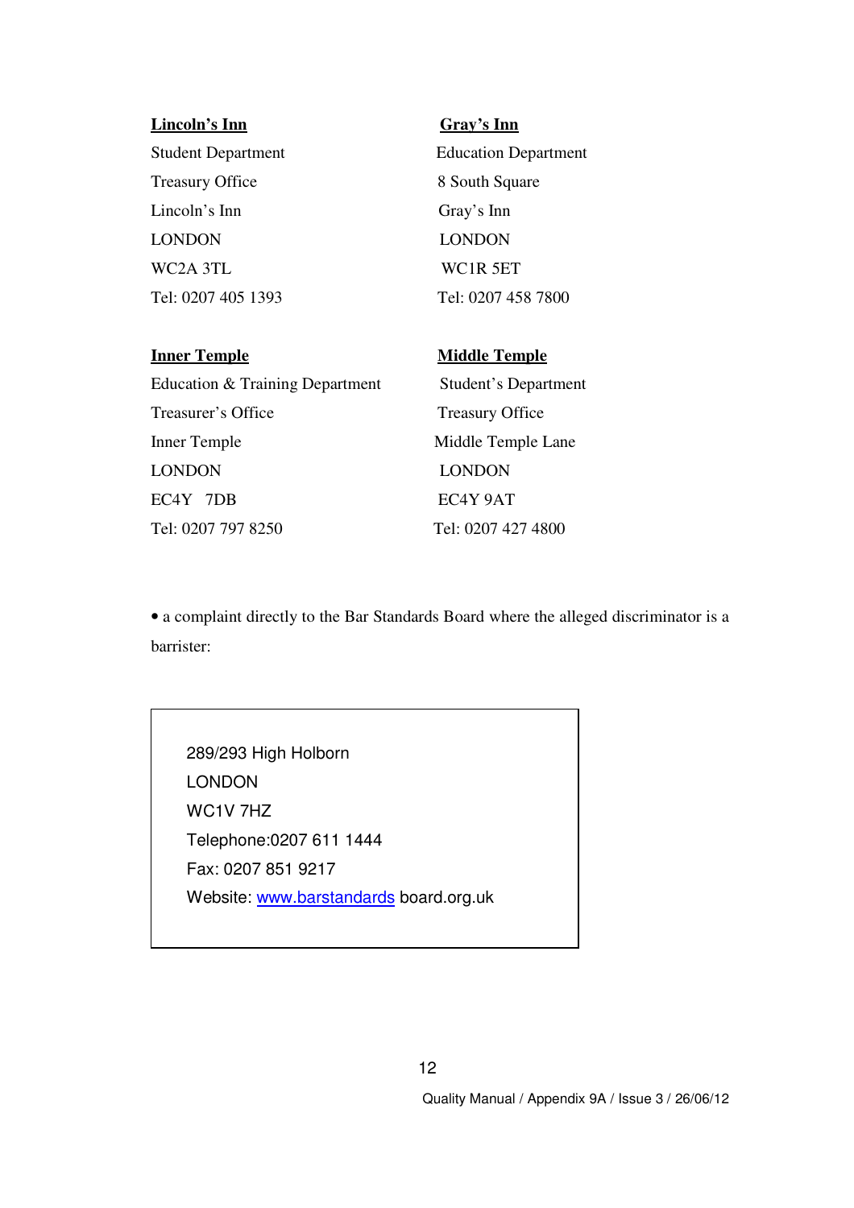**Lincoln's Inn**
Student Department
Treasury Office
Lincoln's Inn
LONDON
WC2A 3TL
Tel: 0207 405 1393

**Gray's Inn**
Education Department
8 South Square
Gray's Inn
LONDON
WC1R 5ET
Tel: 0207 458 7800

**Inner Temple**
Education & Training Department
Treasurer's Office
Inner Temple
LONDON
EC4Y 7DB
Tel: 0207 797 8250

**Middle Temple**
Student's Department
Treasury Office
Middle Temple Lane
LONDON
EC4Y 9AT
Tel: 0207 427 4800

- a complaint directly to the Bar Standards Board where the alleged discriminator is a barrister:

289/293 High Holborn
LONDON
WC1V 7HZ
Telephone:0207 611 1444
Fax: 0207 851 9217
Website: www.barstandards board.org.uk

Quality Manual / Appendix 9A / Issue 3 / 26/06/12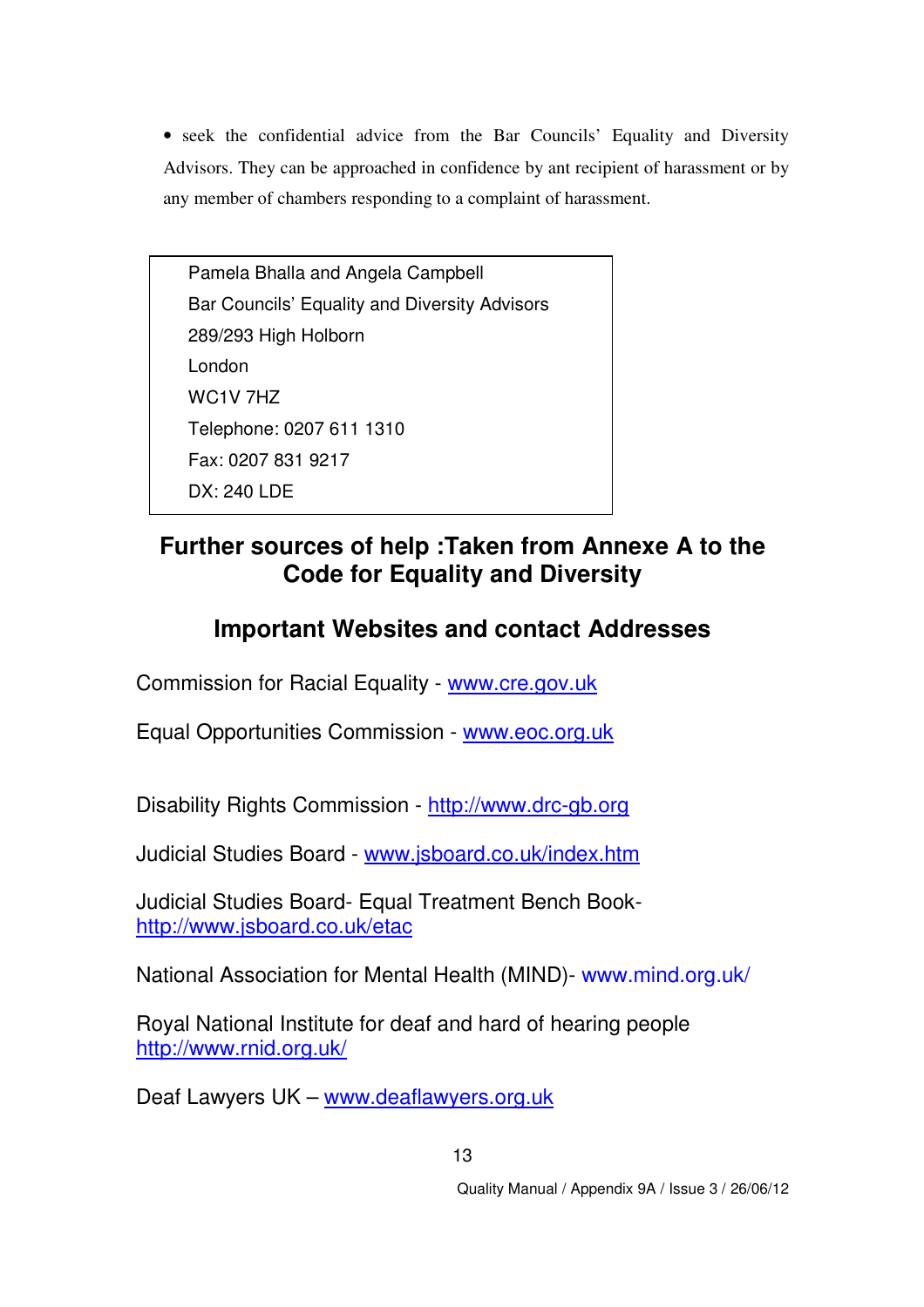- seek the confidential advice from the Bar Councils' Equality and Diversity Advisors. They can be approached in confidence by ant recipient of harassment or by any member of chambers responding to a complaint of harassment.

> Pamela Bhalla and Angela Campbell
> Bar Councils' Equality and Diversity Advisors
> 289/293 High Holborn
> London
> WC1V 7HZ
> Telephone: 0207 611 1310
> Fax: 0207 831 9217
> DX: 240 LDE

## Further sources of help :Taken from Annexe A to the Code for Equality and Diversity

## Important Websites and contact Addresses

Commission for Racial Equality - www.cre.gov.uk

Equal Opportunities Commission - www.eoc.org.uk

Disability Rights Commission - http://www.drc-gb.org

Judicial Studies Board - www.jsboard.co.uk/index.htm

Judicial Studies Board- Equal Treatment Bench Book- http://www.jsboard.co.uk/etac

National Association for Mental Health (MIND)- www.mind.org.uk/

Royal National Institute for deaf and hard of hearing people http://www.rnid.org.uk/

Deaf Lawyers UK – www.deaflawyers.org.uk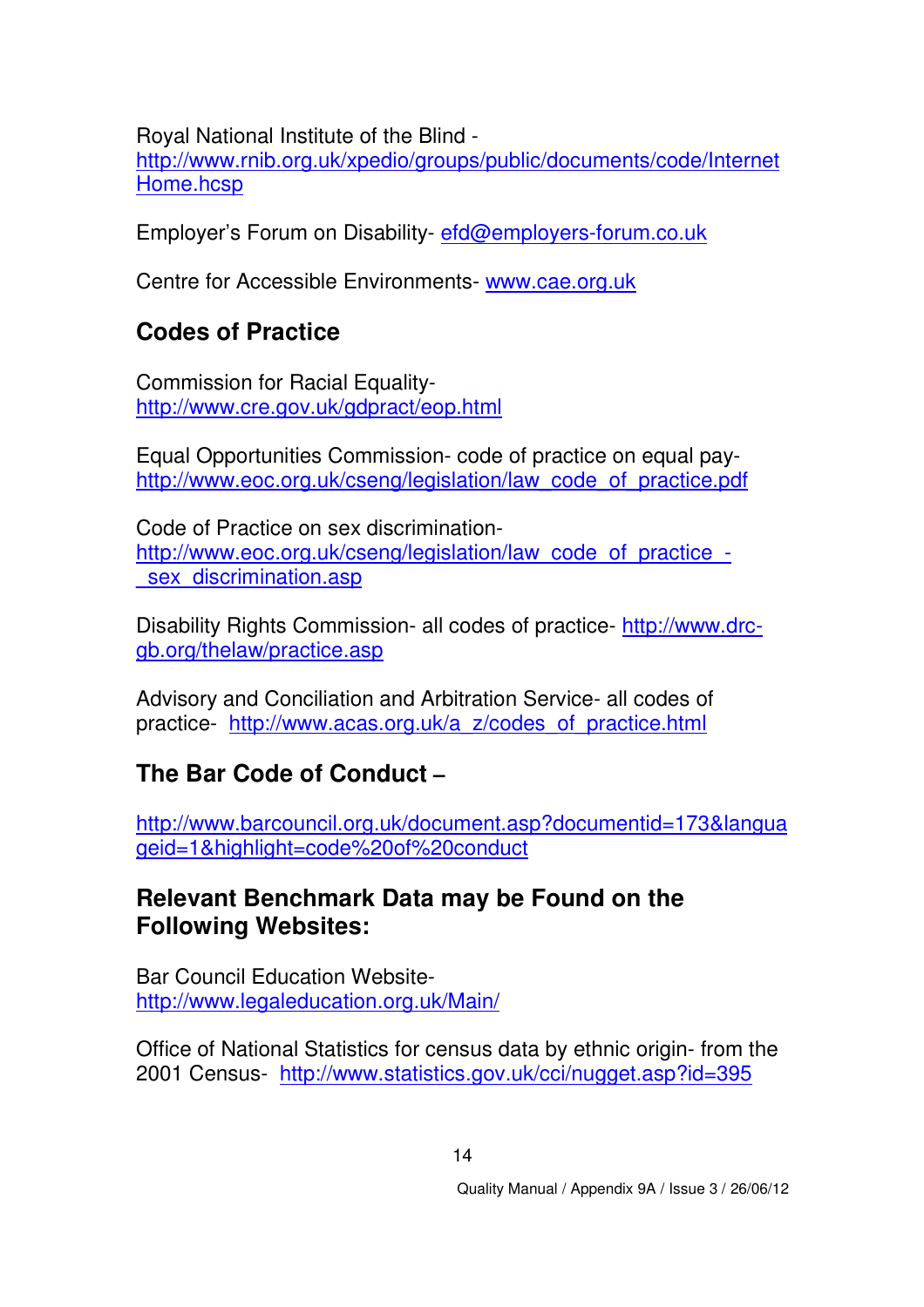Royal National Institute of the Blind - http://www.rnib.org.uk/xpedio/groups/public/documents/code/InternetHome.hcsp

Employer's Forum on Disability- efd@employers-forum.co.uk

Centre for Accessible Environments- www.cae.org.uk

## Codes of Practice

Commission for Racial Equality- http://www.cre.gov.uk/gdpract/eop.html

Equal Opportunities Commission- code of practice on equal pay- http://www.eoc.org.uk/cseng/legislation/law_code_of_practice.pdf

Code of Practice on sex discrimination- http://www.eoc.org.uk/cseng/legislation/law_code_of_practice_-_sex_discrimination.asp

Disability Rights Commission- all codes of practice- http://www.drc-gb.org/thelaw/practice.asp

Advisory and Conciliation and Arbitration Service- all codes of practice- http://www.acas.org.uk/a_z/codes_of_practice.html

## The Bar Code of Conduct –

http://www.barcouncil.org.uk/document.asp?documentid=173&languageid=1&highlight=code%20of%20conduct

## Relevant Benchmark Data may be Found on the Following Websites:

Bar Council Education Website- http://www.legaleducation.org.uk/Main/

Office of National Statistics for census data by ethnic origin- from the 2001 Census- http://www.statistics.gov.uk/cci/nugget.asp?id=395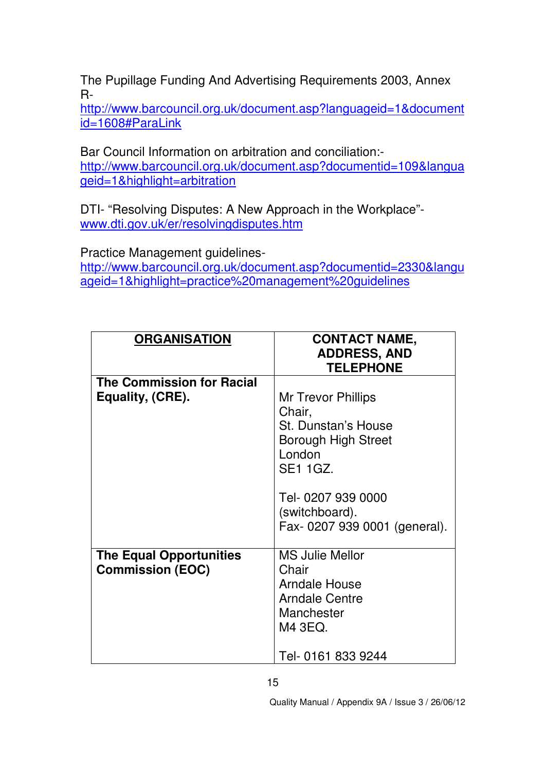The Pupillage Funding And Advertising Requirements 2003, Annex R-
http://www.barcouncil.org.uk/document.asp?languageid=1&documentid=1608#ParaLink

Bar Council Information on arbitration and conciliation:-
http://www.barcouncil.org.uk/document.asp?documentid=109&languageid=1&highlight=arbitration

DTI- "Resolving Disputes: A New Approach in the Workplace"-
www.dti.gov.uk/er/resolvingdisputes.htm

Practice Management guidelines-
http://www.barcouncil.org.uk/document.asp?documentid=2330&languageid=1&highlight=practice%20management%20guidelines

| **ORGANISATION** | **CONTACT NAME, ADDRESS, AND TELEPHONE** |
|---|---|
| **The Commission for Racial Equality, (CRE).** | Mr Trevor Phillips<br>Chair,<br>St. Dunstan's House<br>Borough High Street<br>London<br>SE1 1GZ.<br><br>Tel- 0207 939 0000 (switchboard).<br>Fax- 0207 939 0001 (general). |
| **The Equal Opportunities Commission (EOC)** | MS Julie Mellor<br>Chair<br>Arndale House<br>Arndale Centre<br>Manchester<br>M4 3EQ.<br><br>Tel- 0161 833 9244 |

Quality Manual / Appendix 9A / Issue 3 / 26/06/12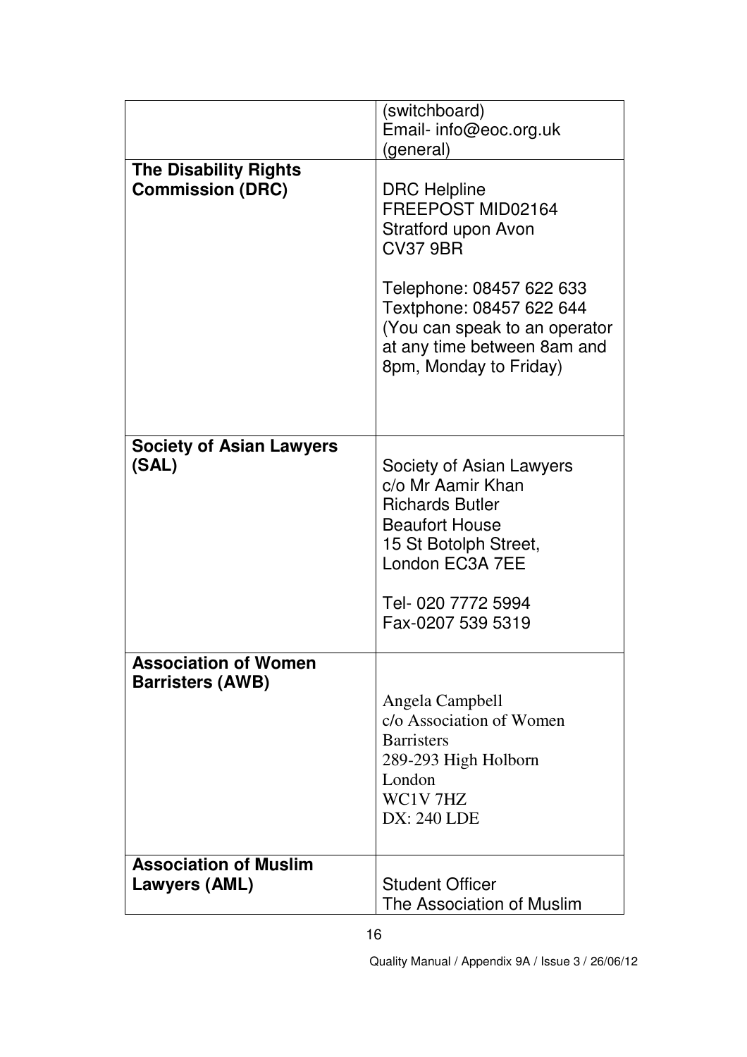| | |
|---|---|
| | (switchboard)<br>Email- info@eoc.org.uk<br>(general) |
| **The Disability Rights Commission (DRC)** | DRC Helpline<br>FREEPOST MID02164<br>Stratford upon Avon<br>CV37 9BR<br><br>Telephone: 08457 622 633<br>Textphone: 08457 622 644<br>(You can speak to an operator at any time between 8am and 8pm, Monday to Friday) |
| **Society of Asian Lawyers (SAL)** | Society of Asian Lawyers<br>c/o Mr Aamir Khan<br>Richards Butler<br>Beaufort House<br>15 St Botolph Street,<br>London EC3A 7EE<br><br>Tel- 020 7772 5994<br>Fax-0207 539 5319 |
| **Association of Women Barristers (AWB)** | Angela Campbell<br>c/o Association of Women Barristers<br>289-293 High Holborn<br>London<br>WC1V 7HZ<br>DX: 240 LDE |
| **Association of Muslim Lawyers (AML)** | Student Officer<br>The Association of Muslim |

Quality Manual / Appendix 9A / Issue 3 / 26/06/12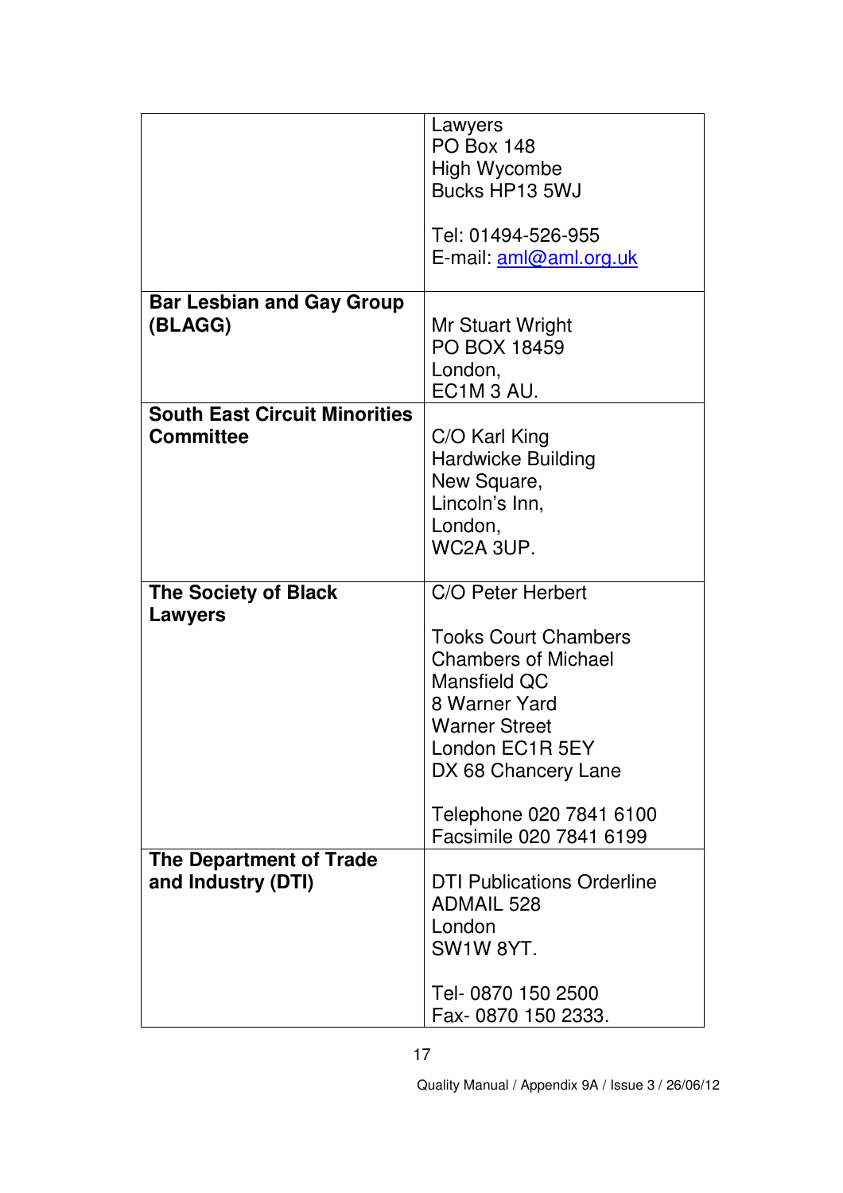| | |
|---|---|
| | Lawyers<br>PO Box 148<br>High Wycombe<br>Bucks HP13 5WJ<br><br>Tel: 01494-526-955<br>E-mail: aml@aml.org.uk |
| **Bar Lesbian and Gay Group (BLAGG)** | Mr Stuart Wright<br>PO BOX 18459<br>London,<br>EC1M 3 AU. |
| **South East Circuit Minorities Committee** | C/O Karl King<br>Hardwicke Building<br>New Square,<br>Lincoln's Inn,<br>London,<br>WC2A 3UP. |
| **The Society of Black Lawyers** | C/O Peter Herbert<br><br>Tooks Court Chambers<br>Chambers of Michael Mansfield QC<br>8 Warner Yard<br>Warner Street<br>London EC1R 5EY<br>DX 68 Chancery Lane<br><br>Telephone 020 7841 6100<br>Facsimile 020 7841 6199 |
| **The Department of Trade and Industry (DTI)** | DTI Publications Orderline<br>ADMAIL 528<br>London<br>SW1W 8YT.<br><br>Tel- 0870 150 2500<br>Fax- 0870 150 2333. |

Quality Manual / Appendix 9A / Issue 3 / 26/06/12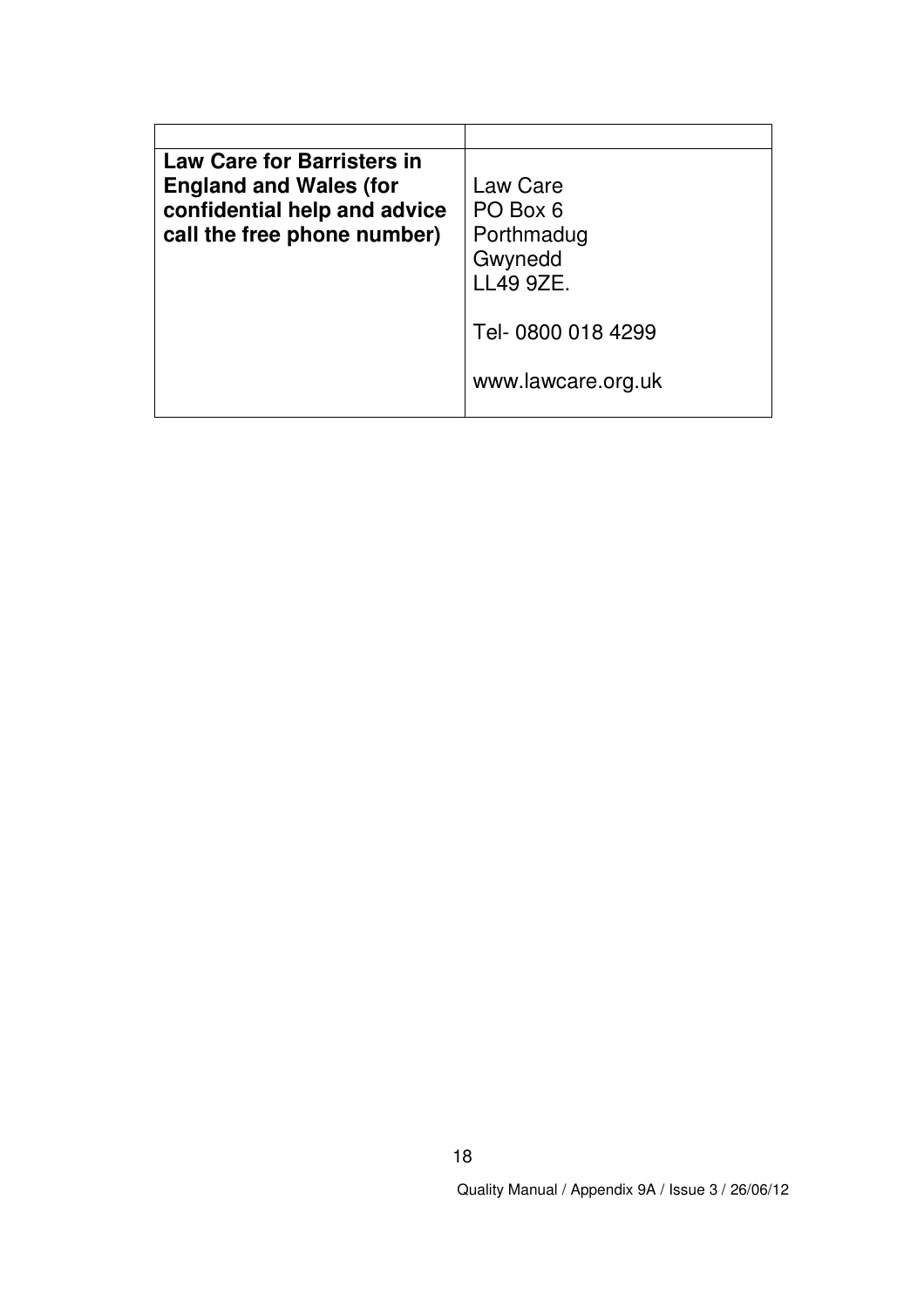| | |
|---|---|
| **Law Care for Barristers in England and Wales (for confidential help and advice call the free phone number)** | Law Care<br>PO Box 6<br>Porthmadug<br>Gwynedd<br>LL49 9ZE.<br><br>Tel- 0800 018 4299<br><br>www.lawcare.org.uk |

Quality Manual / Appendix 9A / Issue 3 / 26/06/12